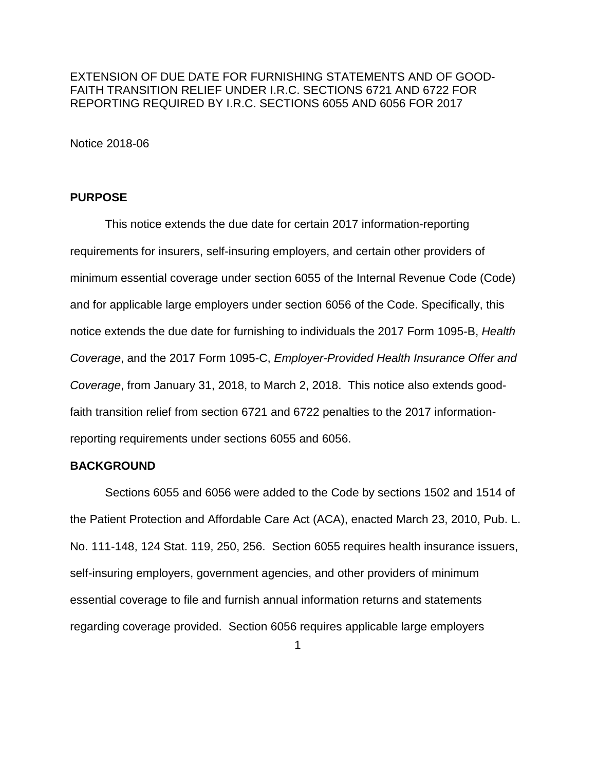EXTENSION OF DUE DATE FOR FURNISHING STATEMENTS AND OF GOOD-FAITH TRANSITION RELIEF UNDER I.R.C. SECTIONS 6721 AND 6722 FOR REPORTING REQUIRED BY I.R.C. SECTIONS 6055 AND 6056 FOR 2017

Notice 2018-06

## PURPOSE

This notice extends the due date for certain 2017 information-reporting requirements for insurers, self-insuring employers, and certain other providers of minimum essential coverage under section 6055 of the Internal Revenue Code (Code) and for applicable large employers under section 6056 of the Code. Specifically, this notice extends the due date for furnishing to individuals the 2017 Form 1095-B, *Health Coverage*, and the 2017 Form 1095-C, *Employer-Provided Health Insurance Offer and Coverage*, from January 31, 2018, to March 2, 2018. This notice also extends good-faith transition relief from section 6721 and 6722 penalties to the 2017 information-reporting requirements under sections 6055 and 6056.

## BACKGROUND

Sections 6055 and 6056 were added to the Code by sections 1502 and 1514 of the Patient Protection and Affordable Care Act (ACA), enacted March 23, 2010, Pub. L. No. 111-148, 124 Stat. 119, 250, 256. Section 6055 requires health insurance issuers, self-insuring employers, government agencies, and other providers of minimum essential coverage to file and furnish annual information returns and statements regarding coverage provided. Section 6056 requires applicable large employers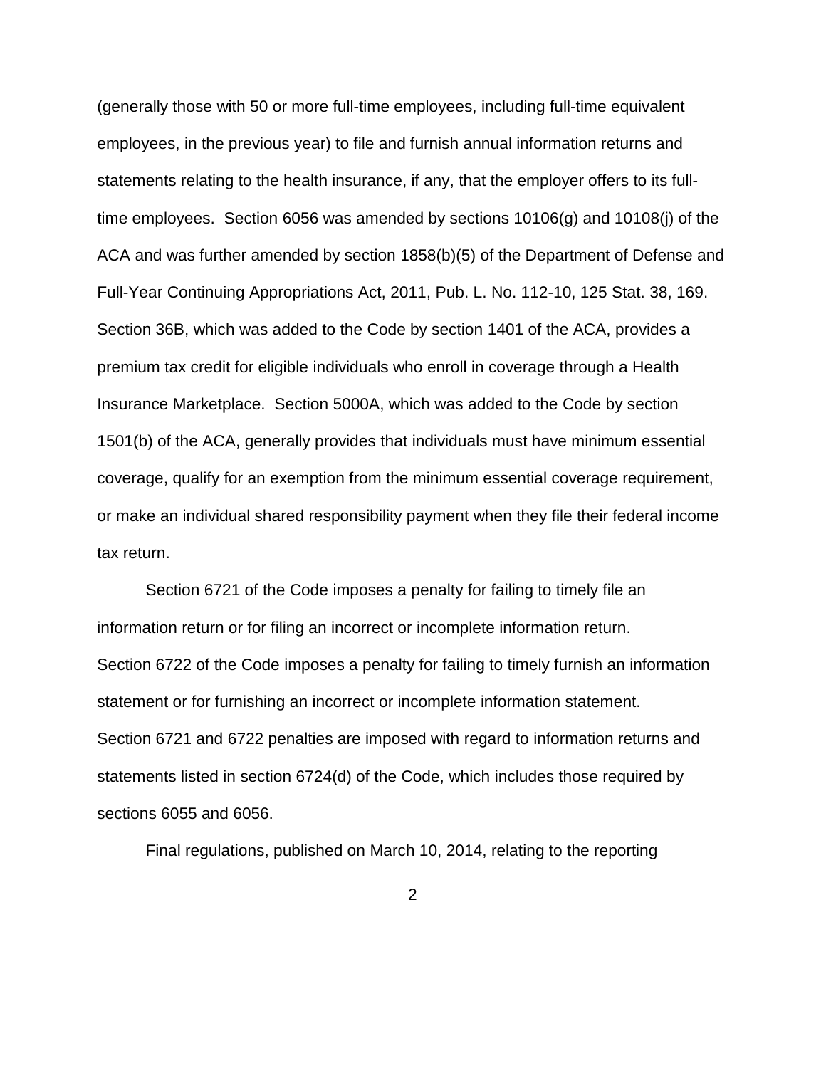(generally those with 50 or more full-time employees, including full-time equivalent employees, in the previous year) to file and furnish annual information returns and statements relating to the health insurance, if any, that the employer offers to its full-time employees. Section 6056 was amended by sections 10106(g) and 10108(j) of the ACA and was further amended by section 1858(b)(5) of the Department of Defense and Full-Year Continuing Appropriations Act, 2011, Pub. L. No. 112-10, 125 Stat. 38, 169. Section 36B, which was added to the Code by section 1401 of the ACA, provides a premium tax credit for eligible individuals who enroll in coverage through a Health Insurance Marketplace. Section 5000A, which was added to the Code by section 1501(b) of the ACA, generally provides that individuals must have minimum essential coverage, qualify for an exemption from the minimum essential coverage requirement, or make an individual shared responsibility payment when they file their federal income tax return.

Section 6721 of the Code imposes a penalty for failing to timely file an information return or for filing an incorrect or incomplete information return. Section 6722 of the Code imposes a penalty for failing to timely furnish an information statement or for furnishing an incorrect or incomplete information statement. Section 6721 and 6722 penalties are imposed with regard to information returns and statements listed in section 6724(d) of the Code, which includes those required by sections 6055 and 6056.

Final regulations, published on March 10, 2014, relating to the reporting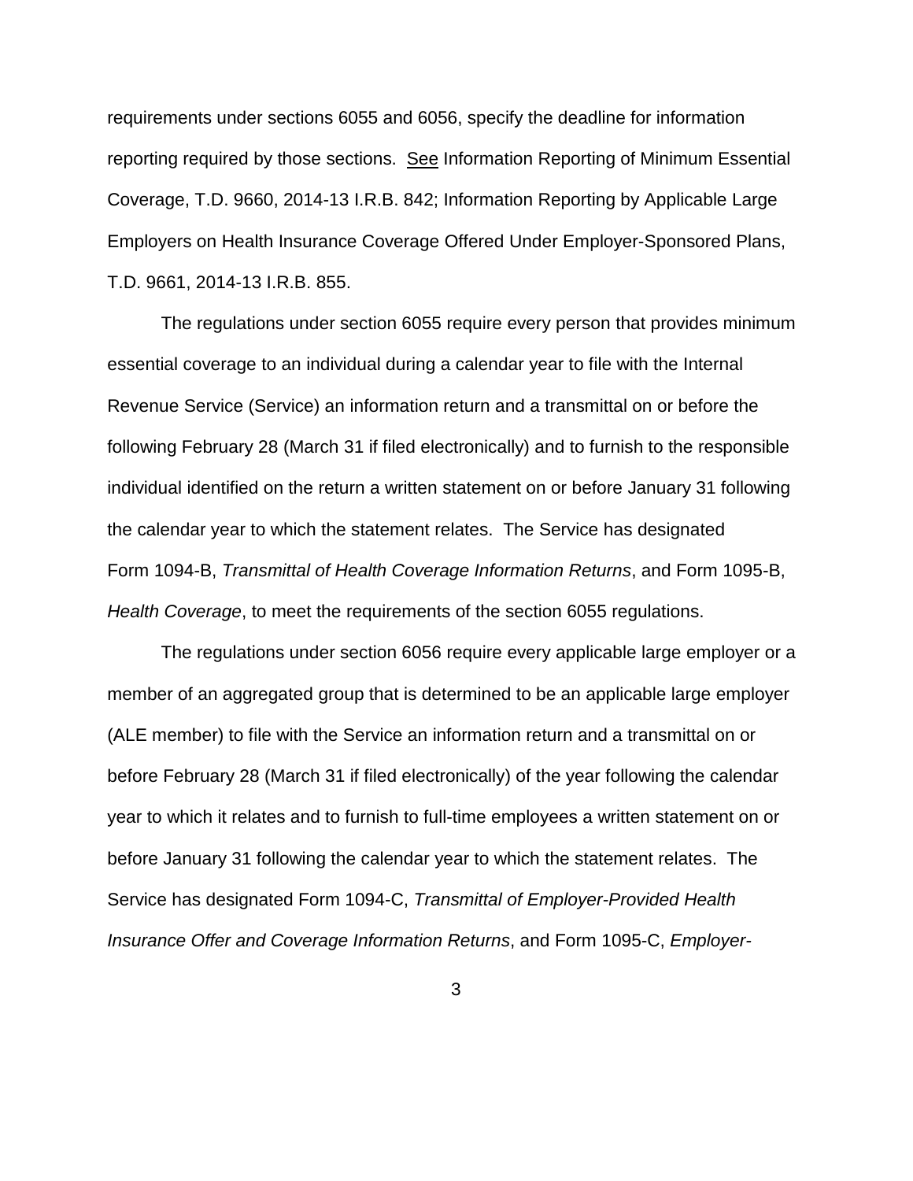requirements under sections 6055 and 6056, specify the deadline for information reporting required by those sections. See Information Reporting of Minimum Essential Coverage, T.D. 9660, 2014-13 I.R.B. 842; Information Reporting by Applicable Large Employers on Health Insurance Coverage Offered Under Employer-Sponsored Plans, T.D. 9661, 2014-13 I.R.B. 855.

The regulations under section 6055 require every person that provides minimum essential coverage to an individual during a calendar year to file with the Internal Revenue Service (Service) an information return and a transmittal on or before the following February 28 (March 31 if filed electronically) and to furnish to the responsible individual identified on the return a written statement on or before January 31 following the calendar year to which the statement relates. The Service has designated Form 1094-B, *Transmittal of Health Coverage Information Returns*, and Form 1095-B, *Health Coverage*, to meet the requirements of the section 6055 regulations.

The regulations under section 6056 require every applicable large employer or a member of an aggregated group that is determined to be an applicable large employer (ALE member) to file with the Service an information return and a transmittal on or before February 28 (March 31 if filed electronically) of the year following the calendar year to which it relates and to furnish to full-time employees a written statement on or before January 31 following the calendar year to which the statement relates. The Service has designated Form 1094-C, *Transmittal of Employer-Provided Health Insurance Offer and Coverage Information Returns*, and Form 1095-C, *Employer-*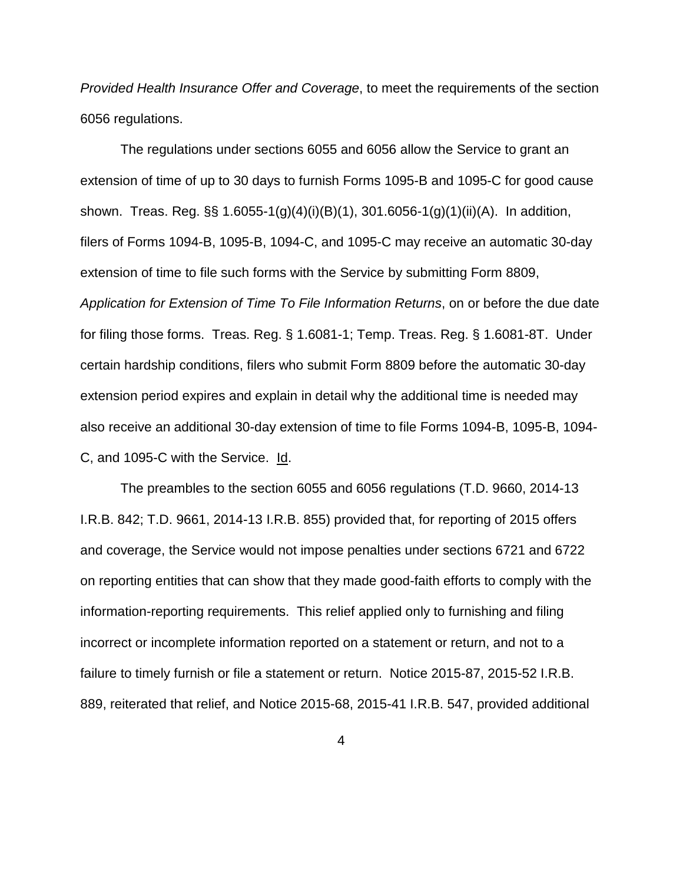*Provided Health Insurance Offer and Coverage*, to meet the requirements of the section 6056 regulations.

The regulations under sections 6055 and 6056 allow the Service to grant an extension of time of up to 30 days to furnish Forms 1095-B and 1095-C for good cause shown. Treas. Reg. §§ 1.6055-1(g)(4)(i)(B)(1), 301.6056-1(g)(1)(ii)(A). In addition, filers of Forms 1094-B, 1095-B, 1094-C, and 1095-C may receive an automatic 30-day extension of time to file such forms with the Service by submitting Form 8809, *Application for Extension of Time To File Information Returns*, on or before the due date for filing those forms. Treas. Reg. § 1.6081-1; Temp. Treas. Reg. § 1.6081-8T. Under certain hardship conditions, filers who submit Form 8809 before the automatic 30-day extension period expires and explain in detail why the additional time is needed may also receive an additional 30-day extension of time to file Forms 1094-B, 1095-B, 1094-C, and 1095-C with the Service. Id.

The preambles to the section 6055 and 6056 regulations (T.D. 9660, 2014-13 I.R.B. 842; T.D. 9661, 2014-13 I.R.B. 855) provided that, for reporting of 2015 offers and coverage, the Service would not impose penalties under sections 6721 and 6722 on reporting entities that can show that they made good-faith efforts to comply with the information-reporting requirements. This relief applied only to furnishing and filing incorrect or incomplete information reported on a statement or return, and not to a failure to timely furnish or file a statement or return. Notice 2015-87, 2015-52 I.R.B. 889, reiterated that relief, and Notice 2015-68, 2015-41 I.R.B. 547, provided additional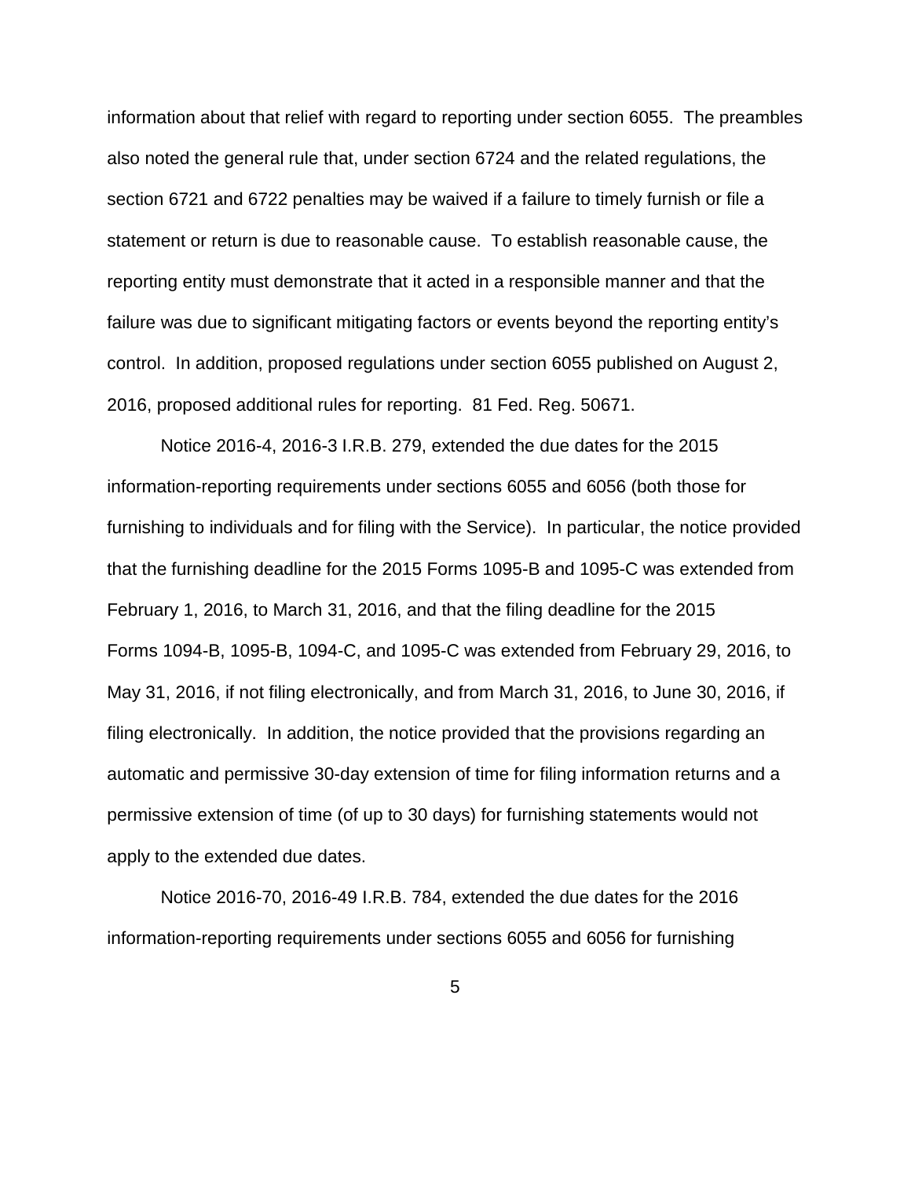information about that relief with regard to reporting under section 6055. The preambles also noted the general rule that, under section 6724 and the related regulations, the section 6721 and 6722 penalties may be waived if a failure to timely furnish or file a statement or return is due to reasonable cause. To establish reasonable cause, the reporting entity must demonstrate that it acted in a responsible manner and that the failure was due to significant mitigating factors or events beyond the reporting entity's control. In addition, proposed regulations under section 6055 published on August 2, 2016, proposed additional rules for reporting. 81 Fed. Reg. 50671.

Notice 2016-4, 2016-3 I.R.B. 279, extended the due dates for the 2015 information-reporting requirements under sections 6055 and 6056 (both those for furnishing to individuals and for filing with the Service). In particular, the notice provided that the furnishing deadline for the 2015 Forms 1095-B and 1095-C was extended from February 1, 2016, to March 31, 2016, and that the filing deadline for the 2015 Forms 1094-B, 1095-B, 1094-C, and 1095-C was extended from February 29, 2016, to May 31, 2016, if not filing electronically, and from March 31, 2016, to June 30, 2016, if filing electronically. In addition, the notice provided that the provisions regarding an automatic and permissive 30-day extension of time for filing information returns and a permissive extension of time (of up to 30 days) for furnishing statements would not apply to the extended due dates.

Notice 2016-70, 2016-49 I.R.B. 784, extended the due dates for the 2016 information-reporting requirements under sections 6055 and 6056 for furnishing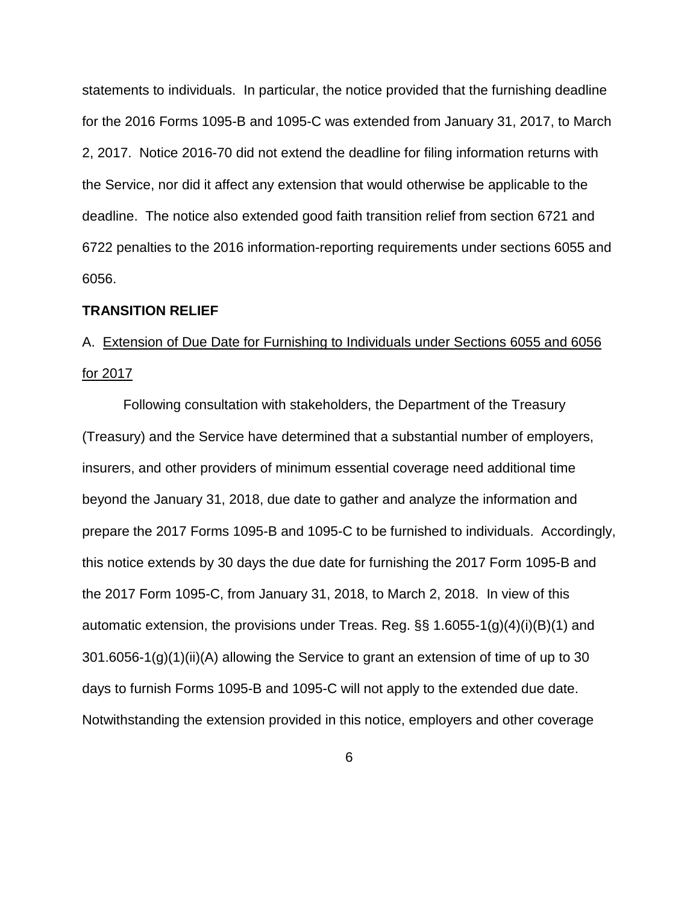statements to individuals. In particular, the notice provided that the furnishing deadline for the 2016 Forms 1095-B and 1095-C was extended from January 31, 2017, to March 2, 2017. Notice 2016-70 did not extend the deadline for filing information returns with the Service, nor did it affect any extension that would otherwise be applicable to the deadline. The notice also extended good faith transition relief from section 6721 and 6722 penalties to the 2016 information-reporting requirements under sections 6055 and 6056.

**TRANSITION RELIEF**

A. Extension of Due Date for Furnishing to Individuals under Sections 6055 and 6056 for 2017

Following consultation with stakeholders, the Department of the Treasury (Treasury) and the Service have determined that a substantial number of employers, insurers, and other providers of minimum essential coverage need additional time beyond the January 31, 2018, due date to gather and analyze the information and prepare the 2017 Forms 1095-B and 1095-C to be furnished to individuals. Accordingly, this notice extends by 30 days the due date for furnishing the 2017 Form 1095-B and the 2017 Form 1095-C, from January 31, 2018, to March 2, 2018. In view of this automatic extension, the provisions under Treas. Reg. §§ 1.6055-1(g)(4)(i)(B)(1) and 301.6056-1(g)(1)(ii)(A) allowing the Service to grant an extension of time of up to 30 days to furnish Forms 1095-B and 1095-C will not apply to the extended due date. Notwithstanding the extension provided in this notice, employers and other coverage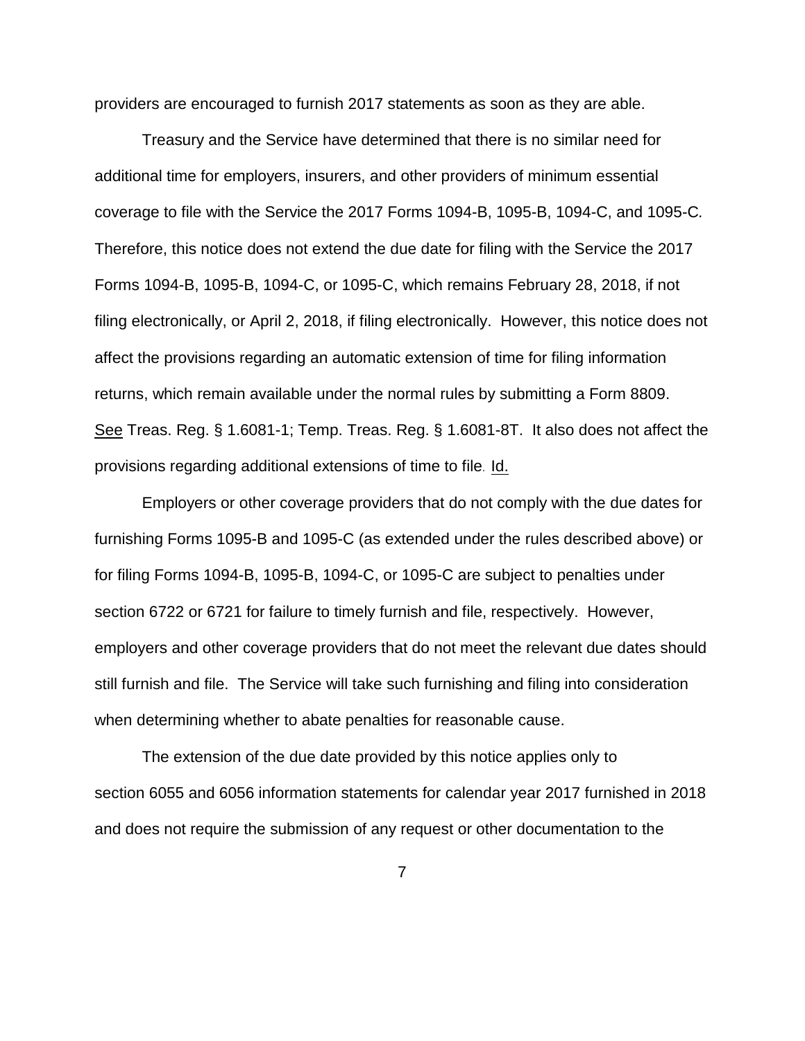providers are encouraged to furnish 2017 statements as soon as they are able.

Treasury and the Service have determined that there is no similar need for additional time for employers, insurers, and other providers of minimum essential coverage to file with the Service the 2017 Forms 1094-B, 1095-B, 1094-C, and 1095-C. Therefore, this notice does not extend the due date for filing with the Service the 2017 Forms 1094-B, 1095-B, 1094-C, or 1095-C, which remains February 28, 2018, if not filing electronically, or April 2, 2018, if filing electronically. However, this notice does not affect the provisions regarding an automatic extension of time for filing information returns, which remain available under the normal rules by submitting a Form 8809. See Treas. Reg. § 1.6081-1; Temp. Treas. Reg. § 1.6081-8T. It also does not affect the provisions regarding additional extensions of time to file. Id.

Employers or other coverage providers that do not comply with the due dates for furnishing Forms 1095-B and 1095-C (as extended under the rules described above) or for filing Forms 1094-B, 1095-B, 1094-C, or 1095-C are subject to penalties under section 6722 or 6721 for failure to timely furnish and file, respectively. However, employers and other coverage providers that do not meet the relevant due dates should still furnish and file. The Service will take such furnishing and filing into consideration when determining whether to abate penalties for reasonable cause.

The extension of the due date provided by this notice applies only to section 6055 and 6056 information statements for calendar year 2017 furnished in 2018 and does not require the submission of any request or other documentation to the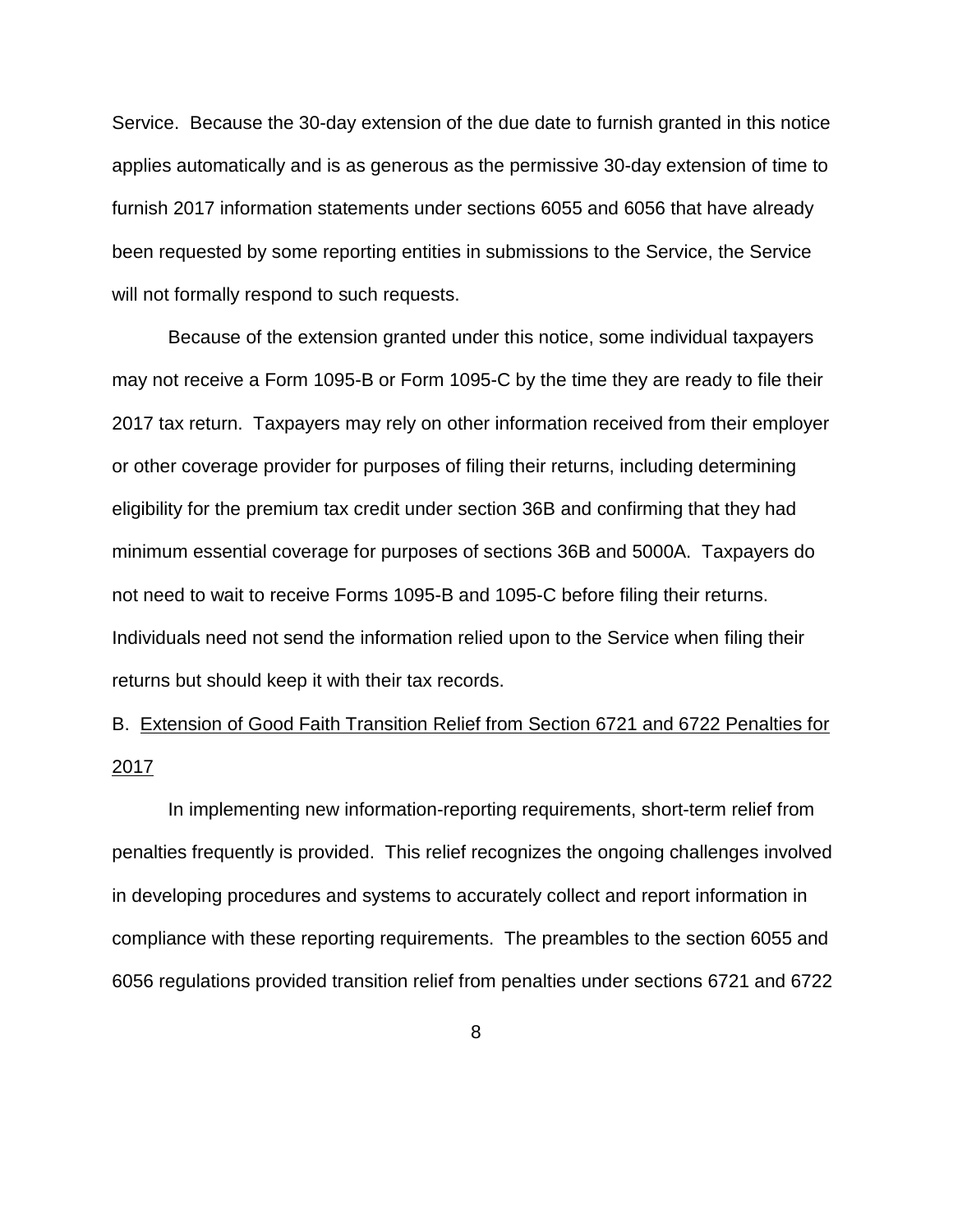Service. Because the 30-day extension of the due date to furnish granted in this notice applies automatically and is as generous as the permissive 30-day extension of time to furnish 2017 information statements under sections 6055 and 6056 that have already been requested by some reporting entities in submissions to the Service, the Service will not formally respond to such requests.

Because of the extension granted under this notice, some individual taxpayers may not receive a Form 1095-B or Form 1095-C by the time they are ready to file their 2017 tax return. Taxpayers may rely on other information received from their employer or other coverage provider for purposes of filing their returns, including determining eligibility for the premium tax credit under section 36B and confirming that they had minimum essential coverage for purposes of sections 36B and 5000A. Taxpayers do not need to wait to receive Forms 1095-B and 1095-C before filing their returns. Individuals need not send the information relied upon to the Service when filing their returns but should keep it with their tax records.

B. <u>Extension of Good Faith Transition Relief from Section 6721 and 6722 Penalties for 2017</u>

In implementing new information-reporting requirements, short-term relief from penalties frequently is provided. This relief recognizes the ongoing challenges involved in developing procedures and systems to accurately collect and report information in compliance with these reporting requirements. The preambles to the section 6055 and 6056 regulations provided transition relief from penalties under sections 6721 and 6722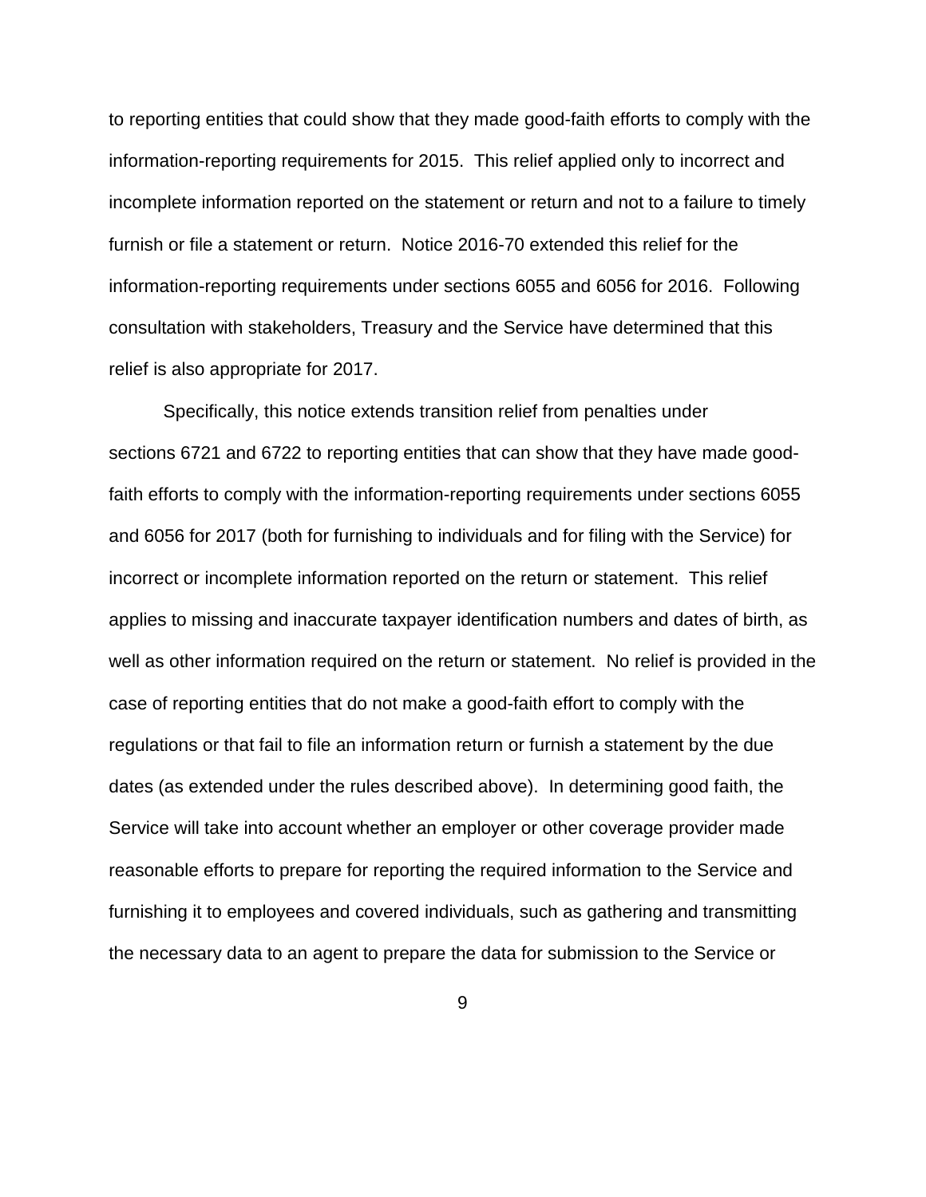to reporting entities that could show that they made good-faith efforts to comply with the information-reporting requirements for 2015. This relief applied only to incorrect and incomplete information reported on the statement or return and not to a failure to timely furnish or file a statement or return. Notice 2016-70 extended this relief for the information-reporting requirements under sections 6055 and 6056 for 2016. Following consultation with stakeholders, Treasury and the Service have determined that this relief is also appropriate for 2017.

Specifically, this notice extends transition relief from penalties under sections 6721 and 6722 to reporting entities that can show that they have made good-faith efforts to comply with the information-reporting requirements under sections 6055 and 6056 for 2017 (both for furnishing to individuals and for filing with the Service) for incorrect or incomplete information reported on the return or statement. This relief applies to missing and inaccurate taxpayer identification numbers and dates of birth, as well as other information required on the return or statement. No relief is provided in the case of reporting entities that do not make a good-faith effort to comply with the regulations or that fail to file an information return or furnish a statement by the due dates (as extended under the rules described above). In determining good faith, the Service will take into account whether an employer or other coverage provider made reasonable efforts to prepare for reporting the required information to the Service and furnishing it to employees and covered individuals, such as gathering and transmitting the necessary data to an agent to prepare the data for submission to the Service or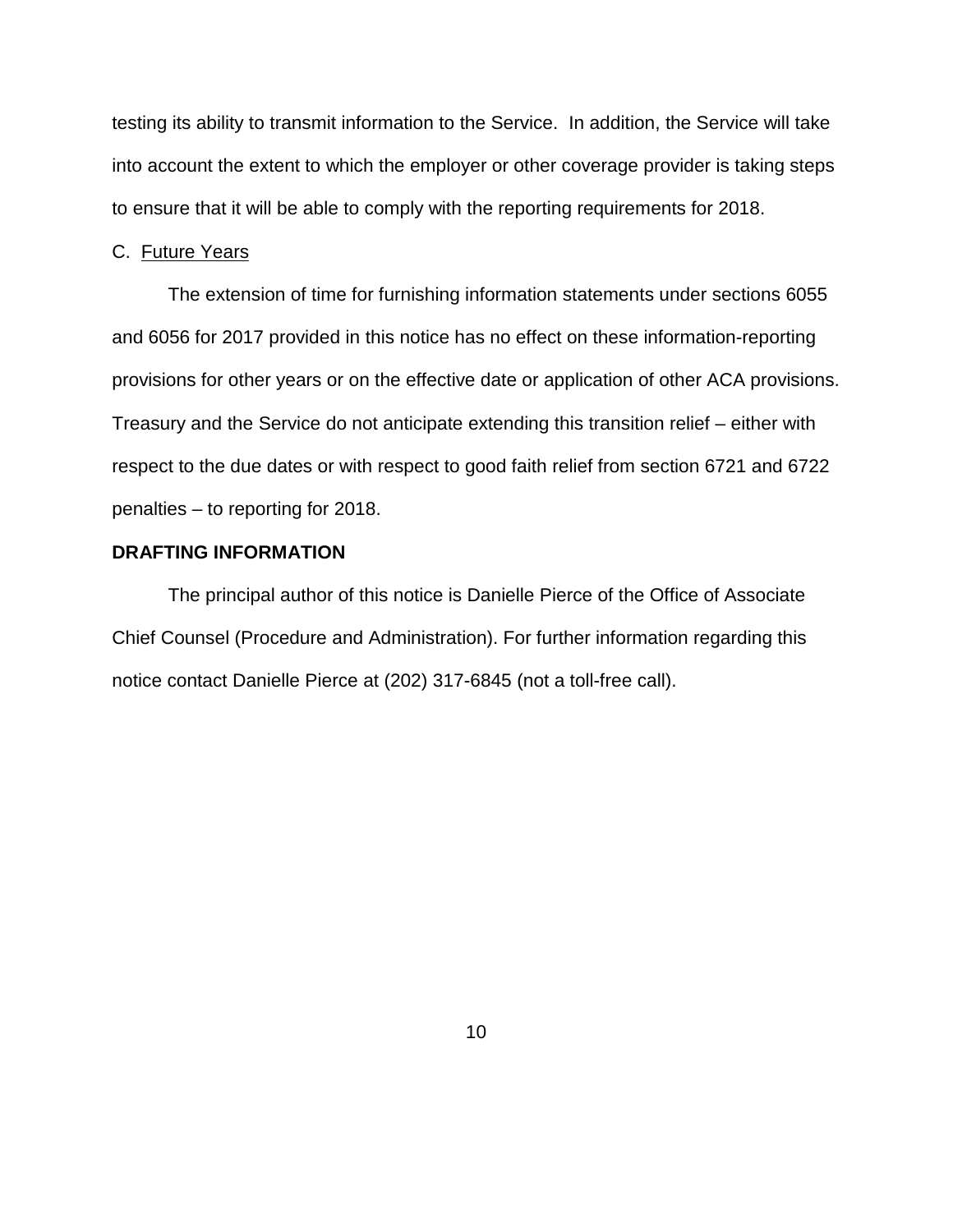testing its ability to transmit information to the Service. In addition, the Service will take into account the extent to which the employer or other coverage provider is taking steps to ensure that it will be able to comply with the reporting requirements for 2018.

C. Future Years

The extension of time for furnishing information statements under sections 6055 and 6056 for 2017 provided in this notice has no effect on these information-reporting provisions for other years or on the effective date or application of other ACA provisions. Treasury and the Service do not anticipate extending this transition relief – either with respect to the due dates or with respect to good faith relief from section 6721 and 6722 penalties – to reporting for 2018.

**DRAFTING INFORMATION**

The principal author of this notice is Danielle Pierce of the Office of Associate Chief Counsel (Procedure and Administration). For further information regarding this notice contact Danielle Pierce at (202) 317-6845 (not a toll-free call).